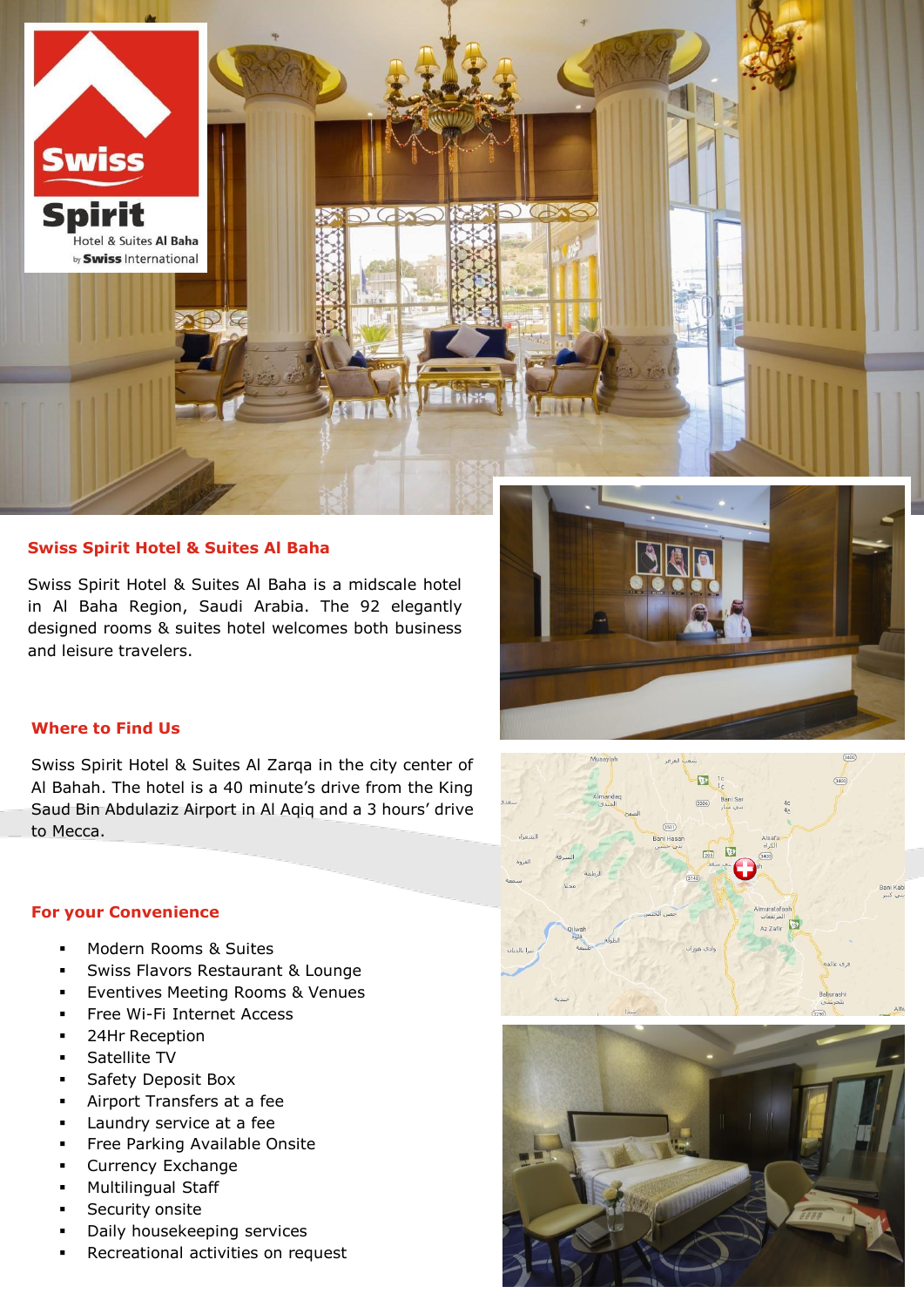## Swiss Spirit Hotel & Suites Al Baha

Swiss Spirit Hotel & Suites Al Baha is a midscale hotel in Al Baha Region, Saudi Arabia. The 92 elegantly designed rooms & suites hotel welcomes both business and leisure travelers.

## Where to Find Us

Swiss Spirit Hotel & Suites Al Zarqa in the city center of Al Bahah. The hotel is a 40 minute's drive from the King Saud Bin Abdulaziz Airport in Al Aqiq and a 3 hours' drive to Mecca.

## For your Convenience

- Modern Rooms & Suites
- Swiss Flavors Restaurant & Lounge
- Eventives Meeting Rooms & Venues
- Free Wi-Fi Internet Access
- 24Hr Reception
- Satellite TV
- Safety Deposit Box
- Airport Transfers at a fee
- Laundry service at a fee
- Free Parking Available Onsite
- Currency Exchange
- Multilingual Staff
- Security onsite
- Daily housekeeping services
- Recreational activities on request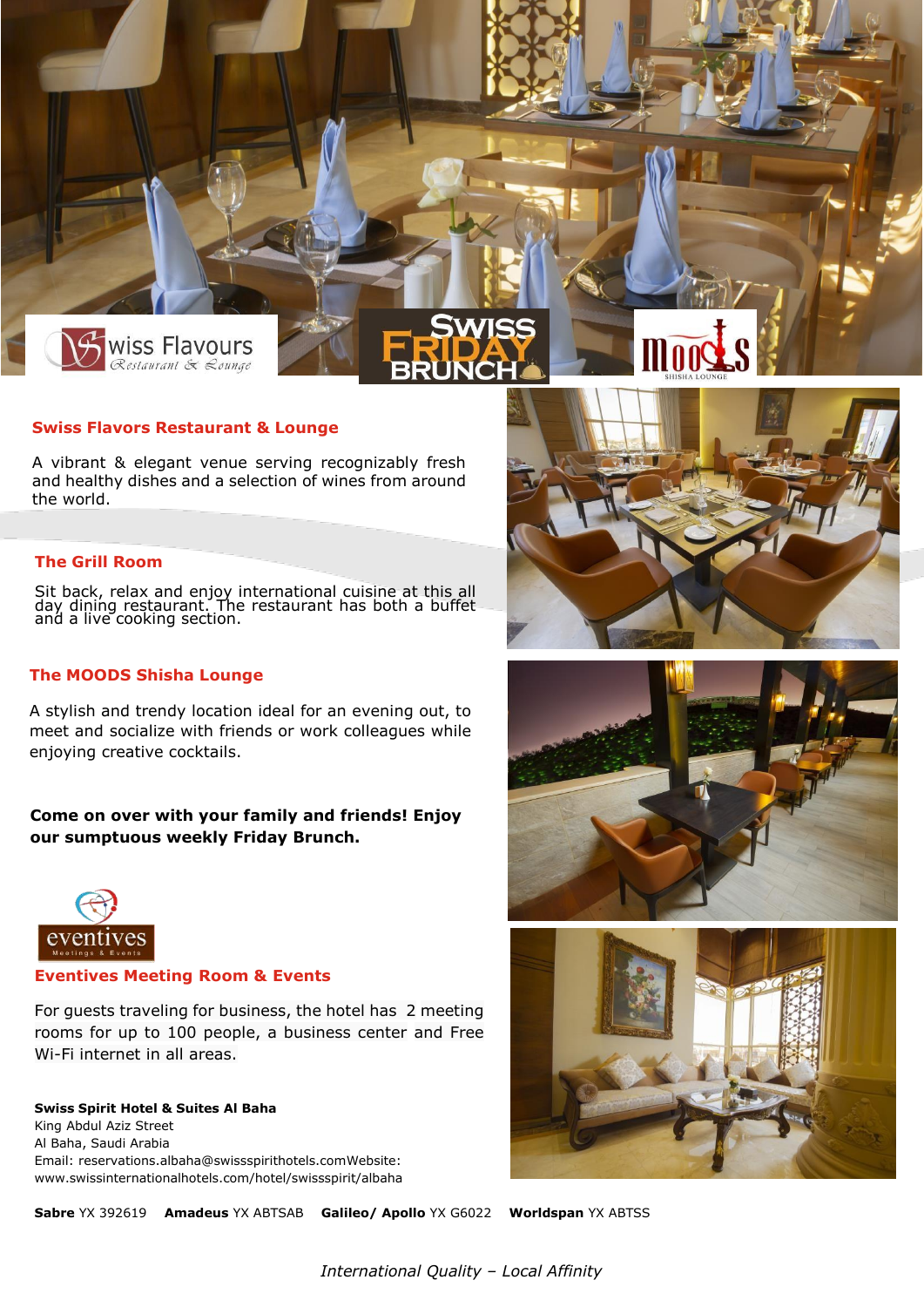## Swiss Flavors Restaurant & Lounge

A vibrant & elegant venue serving recognizably fresh and healthy dishes and a selection of wines from around the world.

## The Grill Room

Sit back, relax and enjoy international cuisine at this all day dining restaurant. The restaurant has both a buffet and a live cooking section.

## The MOODS Shisha Lounge

A stylish and trendy location ideal for an evening out, to meet and socialize with friends or work colleagues while enjoying creative cocktails.

**Come on over with your family and friends! Enjoy our sumptuous weekly Friday Brunch.**

## Eventives Meeting Room & Events

For guests traveling for business, the hotel has 2 meeting rooms for up to 100 people, a business center and Free Wi-Fi internet in all areas.

**Swiss Spirit Hotel & Suites Al Baha**
King Abdul Aziz Street
Al Baha, Saudi Arabia
Email: reservations.albaha@swissspirithotels.comWebsite: www.swissinternationalhotels.com/hotel/swissspirit/albaha

**Sabre** YX 392619 **Amadeus** YX ABTSAB **Galileo/ Apollo** YX G6022 **Worldspan** YX ABTSS

*International Quality – Local Affinity*